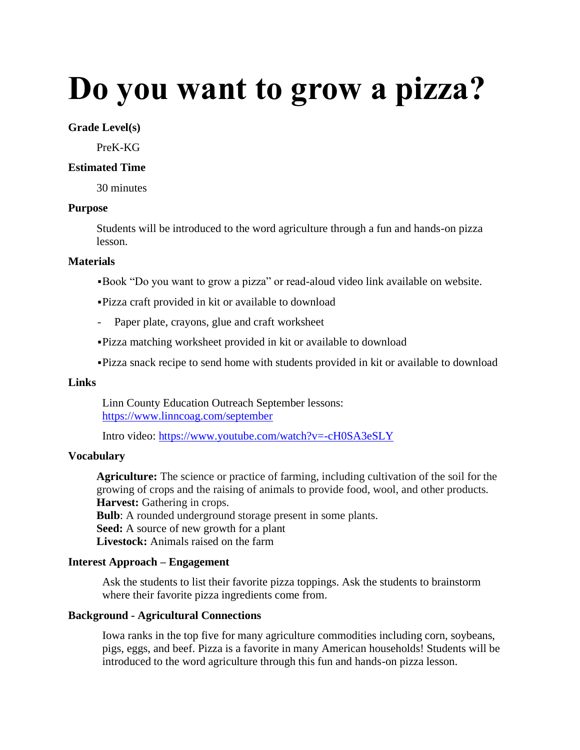# Do you want to grow a pizza?

**Grade Level(s)**

PreK-KG

**Estimated Time**

30 minutes

**Purpose**

Students will be introduced to the word agriculture through a fun and hands-on pizza lesson.

**Materials**

- Book "Do you want to grow a pizza" or read-aloud video link available on website.
- Pizza craft provided in kit or available to download
  - Paper plate, crayons, glue and craft worksheet
- Pizza matching worksheet provided in kit or available to download
- Pizza snack recipe to send home with students provided in kit or available to download

**Links**

Linn County Education Outreach September lessons: [https://www.linncoag.com/september](https://www.linncoag.com/september)

Intro video: [https://www.youtube.com/watch?v=-cH0SA3eSLY](https://www.youtube.com/watch?v=-cH0SA3eSLY)

**Vocabulary**

**Agriculture:** The science or practice of farming, including cultivation of the soil for the growing of crops and the raising of animals to provide food, wool, and other products.
**Harvest:** Gathering in crops.
**Bulb**: A rounded underground storage present in some plants.
**Seed:** A source of new growth for a plant
**Livestock:** Animals raised on the farm

**Interest Approach – Engagement**

Ask the students to list their favorite pizza toppings. Ask the students to brainstorm where their favorite pizza ingredients come from.

**Background - Agricultural Connections**

Iowa ranks in the top five for many agriculture commodities including corn, soybeans, pigs, eggs, and beef. Pizza is a favorite in many American households! Students will be introduced to the word agriculture through this fun and hands-on pizza lesson.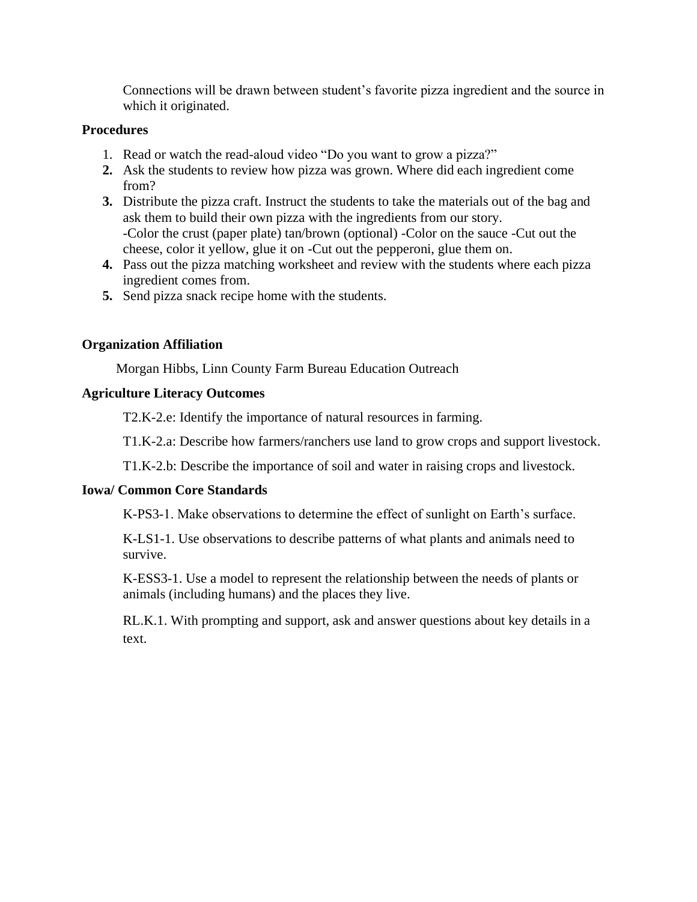Connections will be drawn between student's favorite pizza ingredient and the source in which it originated.

**Procedures**

1. Read or watch the read-aloud video "Do you want to grow a pizza?"
2. Ask the students to review how pizza was grown. Where did each ingredient come from?
3. Distribute the pizza craft. Instruct the students to take the materials out of the bag and ask them to build their own pizza with the ingredients from our story.
   -Color the crust (paper plate) tan/brown (optional) -Color on the sauce -Cut out the cheese, color it yellow, glue it on -Cut out the pepperoni, glue them on.
4. Pass out the pizza matching worksheet and review with the students where each pizza ingredient comes from.
5. Send pizza snack recipe home with the students.

**Organization Affiliation**

Morgan Hibbs, Linn County Farm Bureau Education Outreach

**Agriculture Literacy Outcomes**

T2.K-2.e: Identify the importance of natural resources in farming.

T1.K-2.a: Describe how farmers/ranchers use land to grow crops and support livestock.

T1.K-2.b: Describe the importance of soil and water in raising crops and livestock.

**Iowa/ Common Core Standards**

K-PS3-1. Make observations to determine the effect of sunlight on Earth's surface.

K-LS1-1. Use observations to describe patterns of what plants and animals need to survive.

K-ESS3-1. Use a model to represent the relationship between the needs of plants or animals (including humans) and the places they live.

RL.K.1. With prompting and support, ask and answer questions about key details in a text.